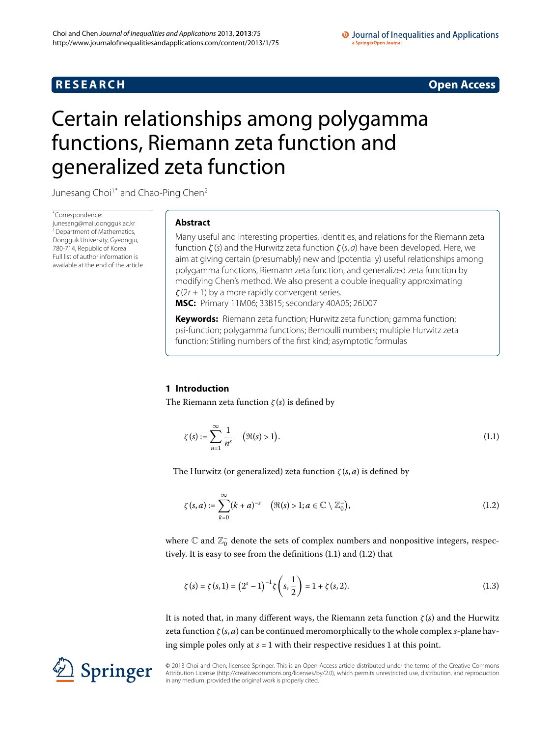**RESEARCH** **Open Access**

# Certain relationships among polygamma functions, Riemann zeta function and generalized zeta function

Junesang Choi[1*] and Chao-Ping Chen[2]

*Correspondence: junesang@mail.dongguk.ac.kr
[1]Department of Mathematics, Dongguk University, Gyeongju, 780-714, Republic of Korea
Full list of author information is available at the end of the article

## Abstract

Many useful and interesting properties, identities, and relations for the Riemann zeta function $\zeta(s)$ and the Hurwitz zeta function $\zeta(s,a)$ have been developed. Here, we aim at giving certain (presumably) new and (potentially) useful relationships among polygamma functions, Riemann zeta function, and generalized zeta function by modifying Chen's method. We also present a double inequality approximating $\zeta(2r+1)$ by a more rapidly convergent series.

**MSC:** Primary 11M06; 33B15; secondary 40A05; 26D07

**Keywords:** Riemann zeta function; Hurwitz zeta function; gamma function; psi-function; polygamma functions; Bernoulli numbers; multiple Hurwitz zeta function; Stirling numbers of the first kind; asymptotic formulas

## 1 Introduction

The Riemann zeta function $\zeta(s)$ is defined by

$$\zeta(s) := \sum_{n=1}^{\infty} \frac{1}{n^s} \quad \bigl(\Re(s) > 1\bigr). \tag{1.1}$$

The Hurwitz (or generalized) zeta function $\zeta(s,a)$ is defined by

$$\zeta(s,a) := \sum_{k=0}^{\infty} (k+a)^{-s} \quad \bigl(\Re(s) > 1; a \in \mathbb{C} \setminus \mathbb{Z}_0^-\bigr), \tag{1.2}$$

where $\mathbb{C}$ and $\mathbb{Z}_0^-$ denote the sets of complex numbers and nonpositive integers, respectively. It is easy to see from the definitions (1.1) and (1.2) that

$$\zeta(s) = \zeta(s,1) = \bigl(2^s - 1\bigr)^{-1} \zeta\left(s, \frac{1}{2}\right) = 1 + \zeta(s,2). \tag{1.3}$$

It is noted that, in many different ways, the Riemann zeta function $\zeta(s)$ and the Hurwitz zeta function $\zeta(s,a)$ can be continued meromorphically to the whole complex $s$-plane having simple poles only at $s = 1$ with their respective residues 1 at this point.

© 2013 Choi and Chen; licensee Springer. This is an Open Access article distributed under the terms of the Creative Commons Attribution License (http://creativecommons.org/licenses/by/2.0), which permits unrestricted use, distribution, and reproduction in any medium, provided the original work is properly cited.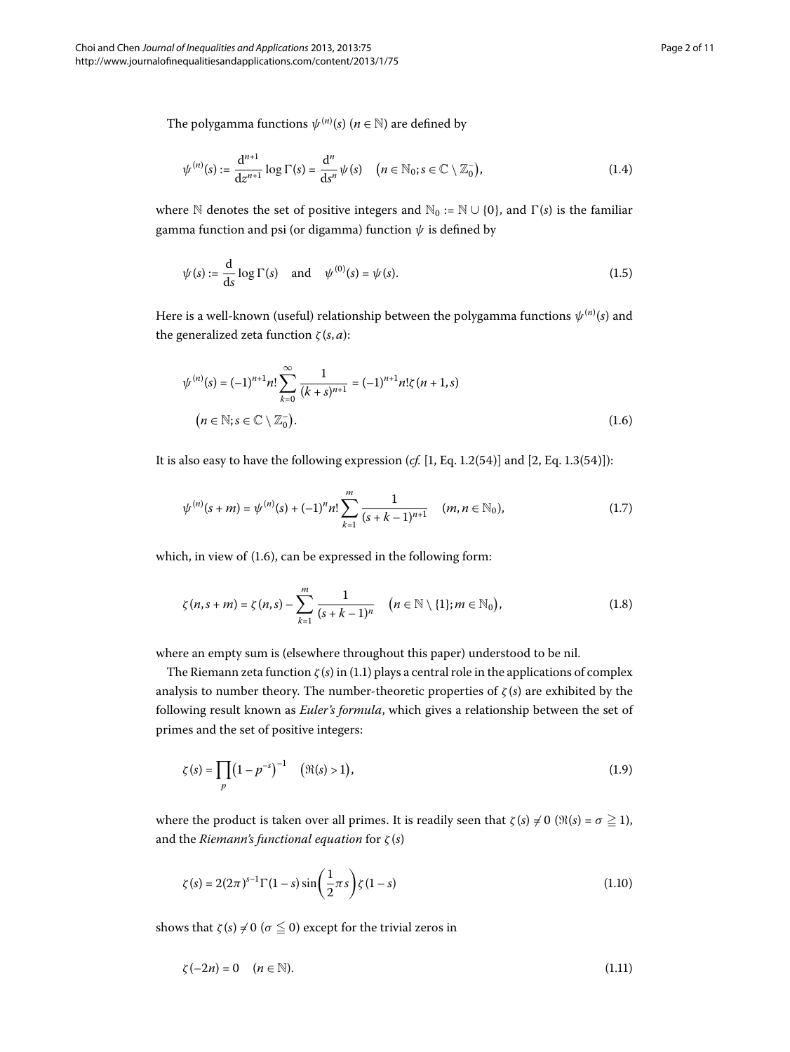The polygamma functions $\psi^{(n)}(s)$ ($n \in \mathbb{N}$) are defined by

$$\psi^{(n)}(s) := \frac{\mathrm{d}^{n+1}}{\mathrm{d}z^{n+1}} \log \Gamma(s) = \frac{\mathrm{d}^n}{\mathrm{d}s^n} \psi(s) \quad \left(n \in \mathbb{N}_0; s \in \mathbb{C} \setminus \mathbb{Z}_0^-\right), \tag{1.4}$$

where $\mathbb{N}$ denotes the set of positive integers and $\mathbb{N}_0 := \mathbb{N} \cup \{0\}$, and $\Gamma(s)$ is the familiar gamma function and psi (or digamma) function $\psi$ is defined by

$$\psi(s) := \frac{\mathrm{d}}{\mathrm{d}s} \log \Gamma(s) \quad \text{and} \quad \psi^{(0)}(s) = \psi(s). \tag{1.5}$$

Here is a well-known (useful) relationship between the polygamma functions $\psi^{(n)}(s)$ and the generalized zeta function $\zeta(s,a)$:

$$\psi^{(n)}(s) = (-1)^{n+1} n! \sum_{k=0}^{\infty} \frac{1}{(k+s)^{n+1}} = (-1)^{n+1} n! \zeta(n+1, s)$$
$$\left(n \in \mathbb{N}; s \in \mathbb{C} \setminus \mathbb{Z}_0^-\right). \tag{1.6}$$

It is also easy to have the following expression (*cf.* [1, Eq. 1.2(54)] and [2, Eq. 1.3(54)]):

$$\psi^{(n)}(s+m) = \psi^{(n)}(s) + (-1)^n n! \sum_{k=1}^{m} \frac{1}{(s+k-1)^{n+1}} \quad (m, n \in \mathbb{N}_0), \tag{1.7}$$

which, in view of (1.6), can be expressed in the following form:

$$\zeta(n, s+m) = \zeta(n, s) - \sum_{k=1}^{m} \frac{1}{(s+k-1)^n} \quad \left(n \in \mathbb{N} \setminus \{1\}; m \in \mathbb{N}_0\right), \tag{1.8}$$

where an empty sum is (elsewhere throughout this paper) understood to be nil.

The Riemann zeta function $\zeta(s)$ in (1.1) plays a central role in the applications of complex analysis to number theory. The number-theoretic properties of $\zeta(s)$ are exhibited by the following result known as *Euler's formula*, which gives a relationship between the set of primes and the set of positive integers:

$$\zeta(s) = \prod_p \left(1 - p^{-s}\right)^{-1} \quad \left(\Re(s) > 1\right), \tag{1.9}$$

where the product is taken over all primes. It is readily seen that $\zeta(s) \neq 0$ ($\Re(s) = \sigma \geqq 1$), and the *Riemann's functional equation* for $\zeta(s)$

$$\zeta(s) = 2(2\pi)^{s-1} \Gamma(1-s) \sin\left(\frac{1}{2}\pi s\right) \zeta(1-s) \tag{1.10}$$

shows that $\zeta(s) \neq 0$ ($\sigma \leqq 0$) except for the trivial zeros in

$$\zeta(-2n) = 0 \quad (n \in \mathbb{N}). \tag{1.11}$$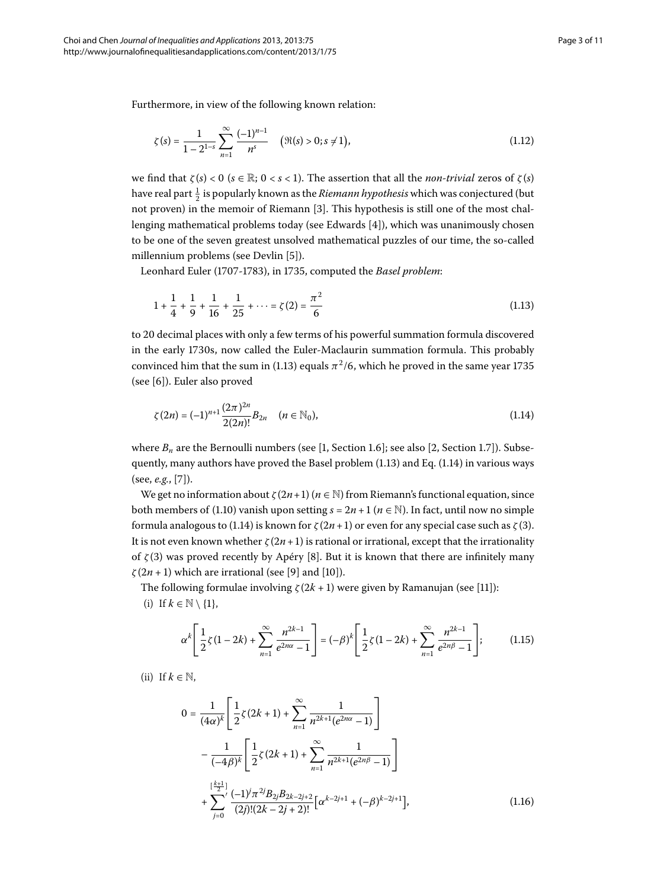Furthermore, in view of the following known relation:

$$\zeta(s) = \frac{1}{1-2^{1-s}} \sum_{n=1}^{\infty} \frac{(-1)^{n-1}}{n^s} \quad \bigl(\Re(s) > 0; s \neq 1\bigr), \tag{1.12}$$

we find that $\zeta(s) < 0$ ($s \in \mathbb{R}$; $0 < s < 1$). The assertion that all the *non-trivial* zeros of $\zeta(s)$ have real part $\frac{1}{2}$ is popularly known as the *Riemann hypothesis* which was conjectured (but not proven) in the memoir of Riemann [3]. This hypothesis is still one of the most challenging mathematical problems today (see Edwards [4]), which was unanimously chosen to be one of the seven greatest unsolved mathematical puzzles of our time, the so-called millennium problems (see Devlin [5]).

Leonhard Euler (1707-1783), in 1735, computed the *Basel problem*:

$$1 + \frac{1}{4} + \frac{1}{9} + \frac{1}{16} + \frac{1}{25} + \cdots = \zeta(2) = \frac{\pi^2}{6} \tag{1.13}$$

to 20 decimal places with only a few terms of his powerful summation formula discovered in the early 1730s, now called the Euler-Maclaurin summation formula. This probably convinced him that the sum in (1.13) equals $\pi^2/6$, which he proved in the same year 1735 (see [6]). Euler also proved

$$\zeta(2n) = (-1)^{n+1} \frac{(2\pi)^{2n}}{2(2n)!} B_{2n} \quad (n \in \mathbb{N}_0), \tag{1.14}$$

where $B_n$ are the Bernoulli numbers (see [1, Section 1.6]; see also [2, Section 1.7]). Subsequently, many authors have proved the Basel problem (1.13) and Eq. (1.14) in various ways (see, *e.g.*, [7]).

We get no information about $\zeta(2n+1)$ ($n \in \mathbb{N}$) from Riemann's functional equation, since both members of (1.10) vanish upon setting $s = 2n+1$ ($n \in \mathbb{N}$). In fact, until now no simple formula analogous to (1.14) is known for $\zeta(2n+1)$ or even for any special case such as $\zeta(3)$. It is not even known whether $\zeta(2n+1)$ is rational or irrational, except that the irrationality of $\zeta(3)$ was proved recently by Apéry [8]. But it is known that there are infinitely many $\zeta(2n+1)$ which are irrational (see [9] and [10]).

The following formulae involving $\zeta(2k+1)$ were given by Ramanujan (see [11]):

(i) If $k \in \mathbb{N} \setminus \{1\}$,

$$\alpha^k \left[ \frac{1}{2}\zeta(1-2k) + \sum_{n=1}^{\infty} \frac{n^{2k-1}}{e^{2n\alpha}-1} \right] = (-\beta)^k \left[ \frac{1}{2}\zeta(1-2k) + \sum_{n=1}^{\infty} \frac{n^{2k-1}}{e^{2n\beta}-1} \right]; \tag{1.15}$$

(ii) If $k \in \mathbb{N}$,

$$\begin{aligned} 0 = {} & \frac{1}{(4\alpha)^k} \left[ \frac{1}{2}\zeta(2k+1) + \sum_{n=1}^{\infty} \frac{1}{n^{2k+1}(e^{2n\alpha}-1)} \right] \\ & - \frac{1}{(-4\beta)^k} \left[ \frac{1}{2}\zeta(2k+1) + \sum_{n=1}^{\infty} \frac{1}{n^{2k+1}(e^{2n\beta}-1)} \right] \\ & + \sum_{j=0}^{[\frac{k+1}{2}]}{}' \frac{(-1)^j \pi^{2j} B_{2j} B_{2k-2j+2}}{(2j)!(2k-2j+2)!} \bigl[ \alpha^{k-2j+1} + (-\beta)^{k-2j+1} \bigr], \end{aligned} \tag{1.16}$$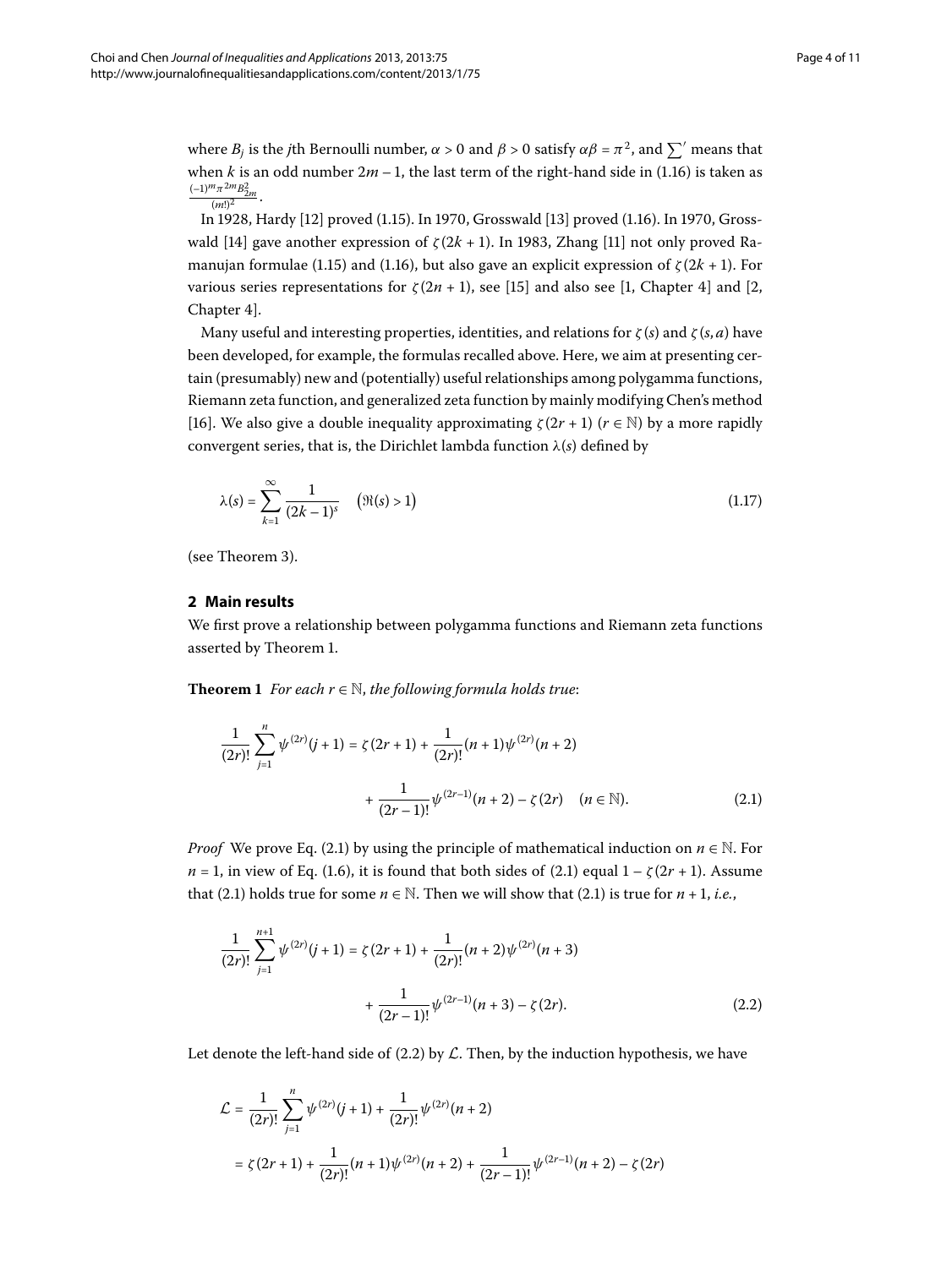where $B_j$ is the $j$th Bernoulli number, $\alpha > 0$ and $\beta > 0$ satisfy $\alpha\beta = \pi^2$, and $\sum'$ means that when $k$ is an odd number $2m-1$, the last term of the right-hand side in (1.16) is taken as $\frac{(-1)^m \pi^{2m} B_{2m}^2}{(m!)^2}$.

In 1928, Hardy [12] proved (1.15). In 1970, Grosswald [13] proved (1.16). In 1970, Grosswald [14] gave another expression of $\zeta(2k+1)$. In 1983, Zhang [11] not only proved Ramanujan formulae (1.15) and (1.16), but also gave an explicit expression of $\zeta(2k+1)$. For various series representations for $\zeta(2n+1)$, see [15] and also see [1, Chapter 4] and [2, Chapter 4].

Many useful and interesting properties, identities, and relations for $\zeta(s)$ and $\zeta(s,a)$ have been developed, for example, the formulas recalled above. Here, we aim at presenting certain (presumably) new and (potentially) useful relationships among polygamma functions, Riemann zeta function, and generalized zeta function by mainly modifying Chen's method [16]. We also give a double inequality approximating $\zeta(2r+1)$ ($r \in \mathbb{N}$) by a more rapidly convergent series, that is, the Dirichlet lambda function $\lambda(s)$ defined by

$$\lambda(s) = \sum_{k=1}^{\infty} \frac{1}{(2k-1)^s} \quad \bigl(\Re(s) > 1\bigr) \tag{1.17}$$

(see Theorem 3).

## 2 Main results

We first prove a relationship between polygamma functions and Riemann zeta functions asserted by Theorem 1.

**Theorem 1** *For each $r \in \mathbb{N}$, the following formula holds true*:

$$\begin{aligned} \frac{1}{(2r)!} \sum_{j=1}^{n} \psi^{(2r)}(j+1) &= \zeta(2r+1) + \frac{1}{(2r)!}(n+1)\psi^{(2r)}(n+2) \\ &\quad + \frac{1}{(2r-1)!}\psi^{(2r-1)}(n+2) - \zeta(2r) \quad (n \in \mathbb{N}). \end{aligned} \tag{2.1}$$

*Proof* We prove Eq. (2.1) by using the principle of mathematical induction on $n \in \mathbb{N}$. For $n = 1$, in view of Eq. (1.6), it is found that both sides of (2.1) equal $1 - \zeta(2r+1)$. Assume that (2.1) holds true for some $n \in \mathbb{N}$. Then we will show that (2.1) is true for $n+1$, *i.e.*,

$$\begin{aligned} \frac{1}{(2r)!} \sum_{j=1}^{n+1} \psi^{(2r)}(j+1) &= \zeta(2r+1) + \frac{1}{(2r)!}(n+2)\psi^{(2r)}(n+3) \\ &\quad + \frac{1}{(2r-1)!}\psi^{(2r-1)}(n+3) - \zeta(2r). \end{aligned} \tag{2.2}$$

Let denote the left-hand side of (2.2) by $\mathcal{L}$. Then, by the induction hypothesis, we have

$$\begin{aligned} \mathcal{L} &= \frac{1}{(2r)!} \sum_{j=1}^{n} \psi^{(2r)}(j+1) + \frac{1}{(2r)!}\psi^{(2r)}(n+2) \\ &= \zeta(2r+1) + \frac{1}{(2r)!}(n+1)\psi^{(2r)}(n+2) + \frac{1}{(2r-1)!}\psi^{(2r-1)}(n+2) - \zeta(2r) \end{aligned}$$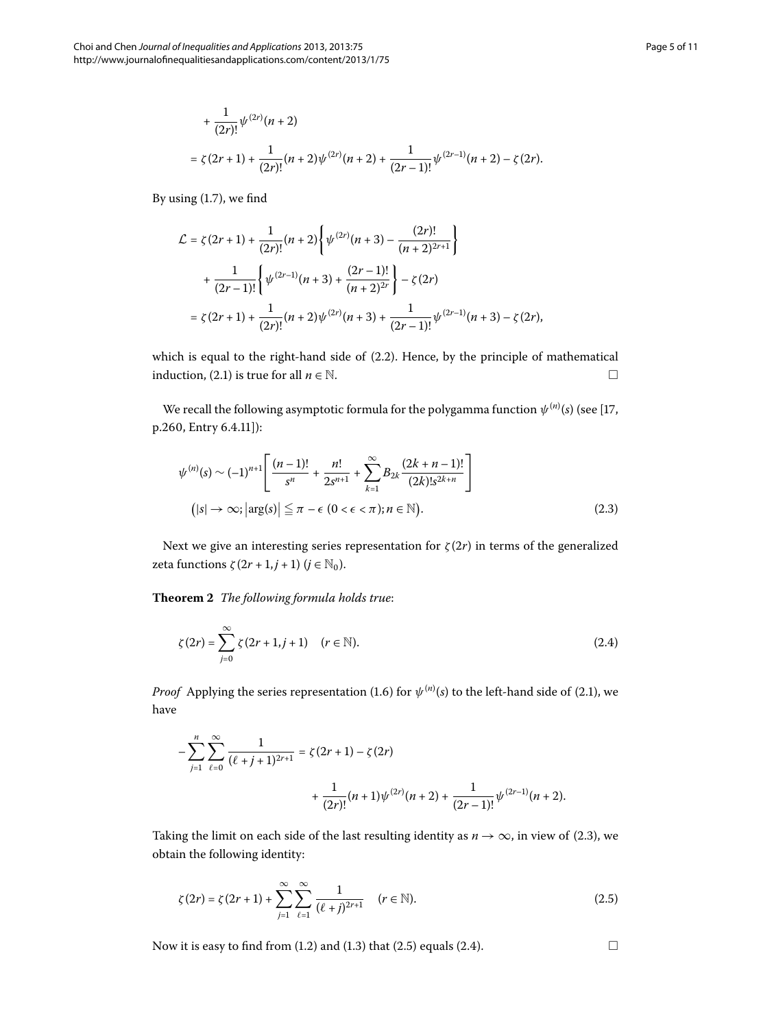$$
\begin{aligned}
&+ \frac{1}{(2r)!}\psi^{(2r)}(n+2) \\
&= \zeta(2r+1) + \frac{1}{(2r)!}(n+2)\psi^{(2r)}(n+2) + \frac{1}{(2r-1)!}\psi^{(2r-1)}(n+2) - \zeta(2r).
\end{aligned}
$$

By using (1.7), we find

$$
\begin{aligned}
\mathcal{L} &= \zeta(2r+1) + \frac{1}{(2r)!}(n+2)\left\{\psi^{(2r)}(n+3) - \frac{(2r)!}{(n+2)^{2r+1}}\right\} \\
&\quad + \frac{1}{(2r-1)!}\left\{\psi^{(2r-1)}(n+3) + \frac{(2r-1)!}{(n+2)^{2r}}\right\} - \zeta(2r) \\
&= \zeta(2r+1) + \frac{1}{(2r)!}(n+2)\psi^{(2r)}(n+3) + \frac{1}{(2r-1)!}\psi^{(2r-1)}(n+3) - \zeta(2r),
\end{aligned}
$$

which is equal to the right-hand side of (2.2). Hence, by the principle of mathematical induction, (2.1) is true for all $n \in \mathbb{N}$. □

We recall the following asymptotic formula for the polygamma function $\psi^{(n)}(s)$ (see [17, p.260, Entry 6.4.11]):

$$
\begin{aligned}
&\psi^{(n)}(s) \sim (-1)^{n+1}\left[\frac{(n-1)!}{s^n} + \frac{n!}{2s^{n+1}} + \sum_{k=1}^{\infty} B_{2k}\frac{(2k+n-1)!}{(2k)!s^{2k+n}}\right] \\
&\quad \left(|s| \to \infty; \left|\arg(s)\right| \leqq \pi - \epsilon \ (0 < \epsilon < \pi); n \in \mathbb{N}\right).
\end{aligned}
\tag{2.3}
$$

Next we give an interesting series representation for $\zeta(2r)$ in terms of the generalized zeta functions $\zeta(2r+1, j+1)$ $(j \in \mathbb{N}_0)$.

**Theorem 2** *The following formula holds true*:

$$
\zeta(2r) = \sum_{j=0}^{\infty} \zeta(2r+1, j+1) \quad (r \in \mathbb{N}).
\tag{2.4}
$$

*Proof* Applying the series representation (1.6) for $\psi^{(n)}(s)$ to the left-hand side of (2.1), we have

$$
\begin{aligned}
-\sum_{j=1}^{n}\sum_{\ell=0}^{\infty}\frac{1}{(\ell+j+1)^{2r+1}} &= \zeta(2r+1) - \zeta(2r) \\
&\quad + \frac{1}{(2r)!}(n+1)\psi^{(2r)}(n+2) + \frac{1}{(2r-1)!}\psi^{(2r-1)}(n+2).
\end{aligned}
$$

Taking the limit on each side of the last resulting identity as $n \to \infty$, in view of (2.3), we obtain the following identity:

$$
\zeta(2r) = \zeta(2r+1) + \sum_{j=1}^{\infty}\sum_{\ell=1}^{\infty}\frac{1}{(\ell+j)^{2r+1}} \quad (r \in \mathbb{N}).
\tag{2.5}
$$

Now it is easy to find from (1.2) and (1.3) that (2.5) equals (2.4). □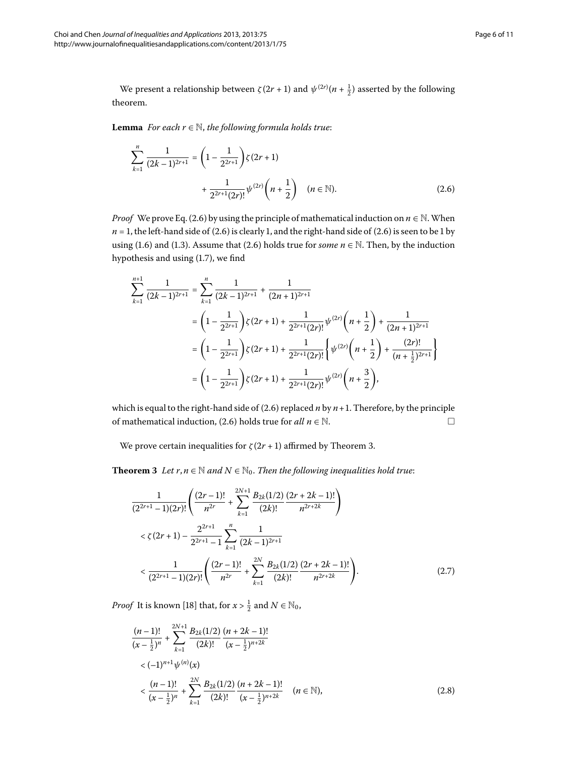We present a relationship between $\zeta(2r+1)$ and $\psi^{(2r)}(n+\frac{1}{2})$ asserted by the following theorem.

**Lemma** *For each $r \in \mathbb{N}$, the following formula holds true*:

$$
\sum_{k=1}^{n} \frac{1}{(2k-1)^{2r+1}} = \left(1 - \frac{1}{2^{2r+1}}\right)\zeta(2r+1) + \frac{1}{2^{2r+1}(2r)!}\psi^{(2r)}\left(n+\frac{1}{2}\right) \quad (n \in \mathbb{N}). \tag{2.6}
$$

*Proof* We prove Eq. (2.6) by using the principle of mathematical induction on $n \in \mathbb{N}$. When $n = 1$, the left-hand side of (2.6) is clearly 1, and the right-hand side of (2.6) is seen to be 1 by using (1.6) and (1.3). Assume that (2.6) holds true for *some* $n \in \mathbb{N}$. Then, by the induction hypothesis and using (1.7), we find

$$
\begin{aligned}
\sum_{k=1}^{n+1} \frac{1}{(2k-1)^{2r+1}} &= \sum_{k=1}^{n} \frac{1}{(2k-1)^{2r+1}} + \frac{1}{(2n+1)^{2r+1}} \\
&= \left(1 - \frac{1}{2^{2r+1}}\right)\zeta(2r+1) + \frac{1}{2^{2r+1}(2r)!}\psi^{(2r)}\left(n+\frac{1}{2}\right) + \frac{1}{(2n+1)^{2r+1}} \\
&= \left(1 - \frac{1}{2^{2r+1}}\right)\zeta(2r+1) + \frac{1}{2^{2r+1}(2r)!}\left\{\psi^{(2r)}\left(n+\frac{1}{2}\right) + \frac{(2r)!}{(n+\frac{1}{2})^{2r+1}}\right\} \\
&= \left(1 - \frac{1}{2^{2r+1}}\right)\zeta(2r+1) + \frac{1}{2^{2r+1}(2r)!}\psi^{(2r)}\left(n+\frac{3}{2}\right),
\end{aligned}
$$

which is equal to the right-hand side of (2.6) replaced $n$ by $n+1$. Therefore, by the principle of mathematical induction, (2.6) holds true for *all* $n \in \mathbb{N}$. □

We prove certain inequalities for $\zeta(2r+1)$ affirmed by Theorem 3.

**Theorem 3** *Let $r, n \in \mathbb{N}$ and $N \in \mathbb{N}_0$. Then the following inequalities hold true*:

$$
\begin{aligned}
&\frac{1}{(2^{2r+1}-1)(2r)!}\left(\frac{(2r-1)!}{n^{2r}} + \sum_{k=1}^{2N+1} \frac{B_{2k}(1/2)}{(2k)!}\frac{(2r+2k-1)!}{n^{2r+2k}}\right) \\
&< \zeta(2r+1) - \frac{2^{2r+1}}{2^{2r+1}-1}\sum_{k=1}^{n} \frac{1}{(2k-1)^{2r+1}} \\
&< \frac{1}{(2^{2r+1}-1)(2r)!}\left(\frac{(2r-1)!}{n^{2r}} + \sum_{k=1}^{2N} \frac{B_{2k}(1/2)}{(2k)!}\frac{(2r+2k-1)!}{n^{2r+2k}}\right).
\end{aligned} \tag{2.7}
$$

*Proof* It is known [18] that, for $x > \frac{1}{2}$ and $N \in \mathbb{N}_0$,

$$
\begin{aligned}
&\frac{(n-1)!}{(x-\frac{1}{2})^{n}} + \sum_{k=1}^{2N+1} \frac{B_{2k}(1/2)}{(2k)!}\frac{(n+2k-1)!}{(x-\frac{1}{2})^{n+2k}} \\
&< (-1)^{n+1}\psi^{(n)}(x) \\
&< \frac{(n-1)!}{(x-\frac{1}{2})^{n}} + \sum_{k=1}^{2N} \frac{B_{2k}(1/2)}{(2k)!}\frac{(n+2k-1)!}{(x-\frac{1}{2})^{n+2k}} \quad (n \in \mathbb{N}),
\end{aligned} \tag{2.8}
$$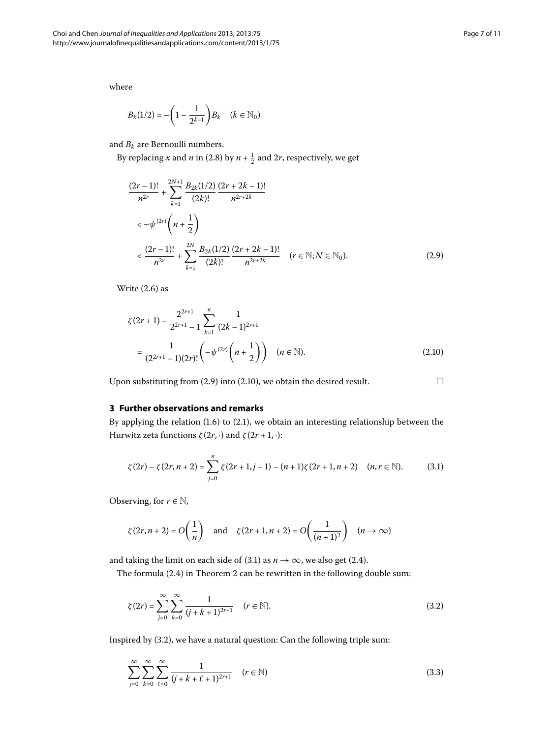where

$$B_k(1/2) = -\left(1 - \frac{1}{2^{k-1}}\right) B_k \quad (k \in \mathbb{N}_0)$$

and $B_k$ are Bernoulli numbers.

By replacing $x$ and $n$ in (2.8) by $n + \frac{1}{2}$ and $2r$, respectively, we get

$$\begin{aligned}
&\frac{(2r-1)!}{n^{2r}} + \sum_{k=1}^{2N+1} \frac{B_{2k}(1/2)}{(2k)!} \frac{(2r+2k-1)!}{n^{2r+2k}} \\
&< -\psi^{(2r)}\left(n + \frac{1}{2}\right) \\
&< \frac{(2r-1)!}{n^{2r}} + \sum_{k=1}^{2N} \frac{B_{2k}(1/2)}{(2k)!} \frac{(2r+2k-1)!}{n^{2r+2k}} \quad (r \in \mathbb{N}; N \in \mathbb{N}_0). \qquad (2.9)
\end{aligned}$$

Write (2.6) as

$$\begin{aligned}
&\zeta(2r+1) - \frac{2^{2r+1}}{2^{2r+1}-1} \sum_{k=1}^{n} \frac{1}{(2k-1)^{2r+1}} \\
&= \frac{1}{(2^{2r+1}-1)(2r)!} \left(-\psi^{(2r)}\left(n + \frac{1}{2}\right)\right) \quad (n \in \mathbb{N}). \qquad (2.10)
\end{aligned}$$

Upon substituting from (2.9) into (2.10), we obtain the desired result. □

## 3 Further observations and remarks

By applying the relation (1.6) to (2.1), we obtain an interesting relationship between the Hurwitz zeta functions $\zeta(2r, \cdot)$ and $\zeta(2r+1, \cdot)$:

$$\zeta(2r) - \zeta(2r, n+2) = \sum_{j=0}^{n} \zeta(2r+1, j+1) - (n+1)\zeta(2r+1, n+2) \quad (n, r \in \mathbb{N}). \qquad (3.1)$$

Observing, for $r \in \mathbb{N}$,

$$\zeta(2r, n+2) = O\left(\frac{1}{n}\right) \quad \text{and} \quad \zeta(2r+1, n+2) = O\left(\frac{1}{(n+1)^2}\right) \quad (n \to \infty)$$

and taking the limit on each side of (3.1) as $n \to \infty$, we also get (2.4).

The formula (2.4) in Theorem 2 can be rewritten in the following double sum:

$$\zeta(2r) = \sum_{j=0}^{\infty} \sum_{k=0}^{\infty} \frac{1}{(j+k+1)^{2r+1}} \quad (r \in \mathbb{N}). \qquad (3.2)$$

Inspired by (3.2), we have a natural question: Can the following triple sum:

$$\sum_{j=0}^{\infty} \sum_{k=0}^{\infty} \sum_{\ell=0}^{\infty} \frac{1}{(j+k+\ell+1)^{2r+1}} \quad (r \in \mathbb{N}) \qquad (3.3)$$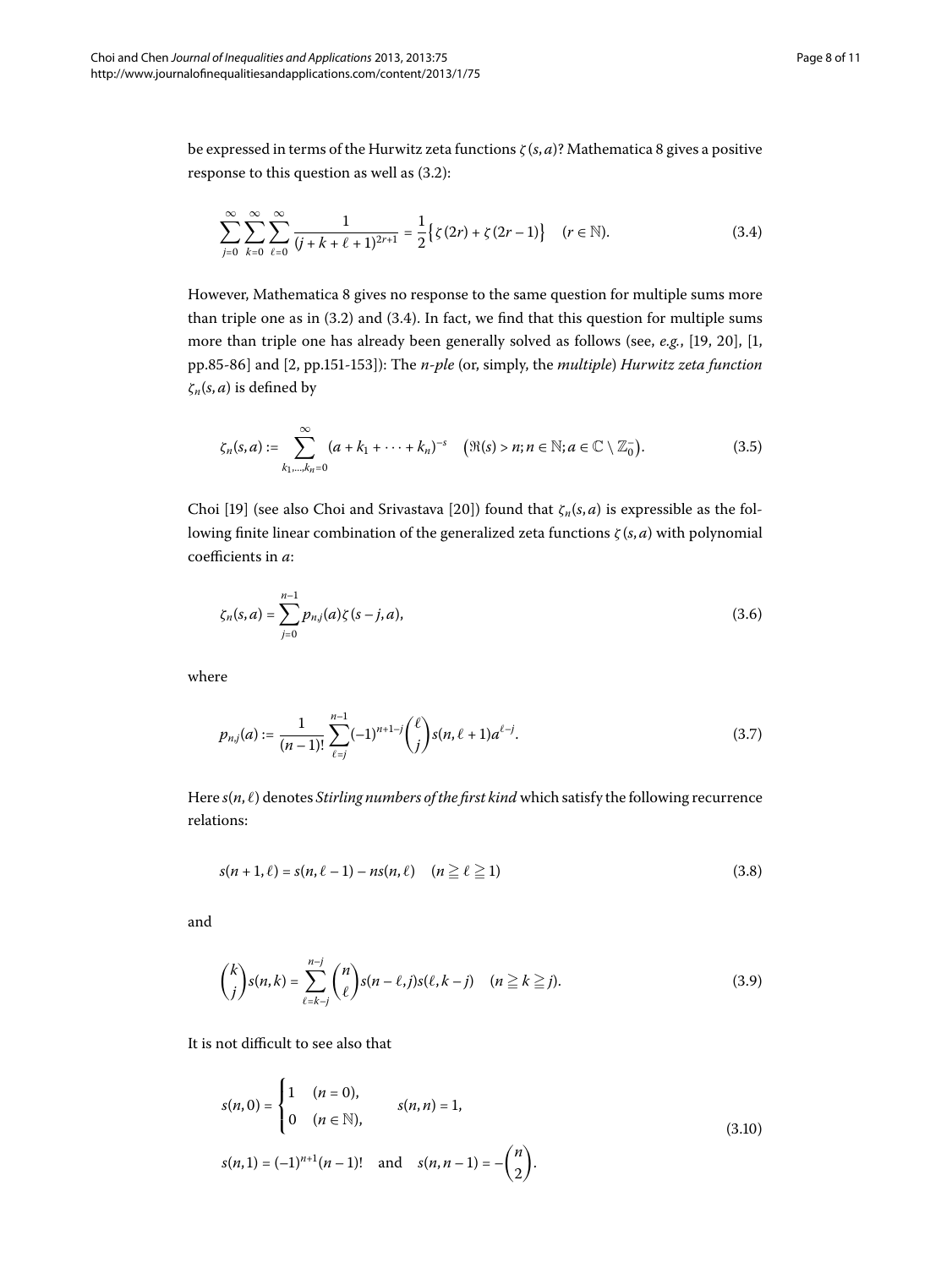be expressed in terms of the Hurwitz zeta functions $\zeta(s,a)$? Mathematica 8 gives a positive response to this question as well as (3.2):

$$\sum_{j=0}^{\infty}\sum_{k=0}^{\infty}\sum_{\ell=0}^{\infty}\frac{1}{(j+k+\ell+1)^{2r+1}}=\frac{1}{2}\bigl\{\zeta(2r)+\zeta(2r-1)\bigr\}\quad (r\in\mathbb{N}). \tag{3.4}$$

However, Mathematica 8 gives no response to the same question for multiple sums more than triple one as in (3.2) and (3.4). In fact, we find that this question for multiple sums more than triple one has already been generally solved as follows (see, *e.g.*, [19, 20], [1, pp.85-86] and [2, pp.151-153]): The *n-ple* (or, simply, the *multiple*) *Hurwitz zeta function* $\zeta_n(s,a)$ is defined by

$$\zeta_n(s,a):=\sum_{k_1,\ldots,k_n=0}^{\infty}(a+k_1+\cdots+k_n)^{-s}\quad \bigl(\Re(s)>n; n\in\mathbb{N}; a\in\mathbb{C}\setminus\mathbb{Z}_0^-\bigr). \tag{3.5}$$

Choi [19] (see also Choi and Srivastava [20]) found that $\zeta_n(s,a)$ is expressible as the following finite linear combination of the generalized zeta functions $\zeta(s,a)$ with polynomial coefficients in $a$:

$$\zeta_n(s,a)=\sum_{j=0}^{n-1}p_{n,j}(a)\zeta(s-j,a), \tag{3.6}$$

where

$$p_{n,j}(a):=\frac{1}{(n-1)!}\sum_{\ell=j}^{n-1}(-1)^{n+1-j}\binom{\ell}{j}s(n,\ell+1)a^{\ell-j}. \tag{3.7}$$

Here $s(n,\ell)$ denotes *Stirling numbers of the first kind* which satisfy the following recurrence relations:

$$s(n+1,\ell)=s(n,\ell-1)-ns(n,\ell)\quad (n\geqq \ell\geqq 1) \tag{3.8}$$

and

$$\binom{k}{j}s(n,k)=\sum_{\ell=k-j}^{n-j}\binom{n}{\ell}s(n-\ell,j)s(\ell,k-j)\quad (n\geqq k\geqq j). \tag{3.9}$$

It is not difficult to see also that

$$\begin{aligned}
&s(n,0)=\begin{cases}1 & (n=0),\\ 0 & (n\in\mathbb{N}),\end{cases}\qquad s(n,n)=1,\\
&s(n,1)=(-1)^{n+1}(n-1)!\quad\text{and}\quad s(n,n-1)=-\binom{n}{2}.
\end{aligned} \tag{3.10}$$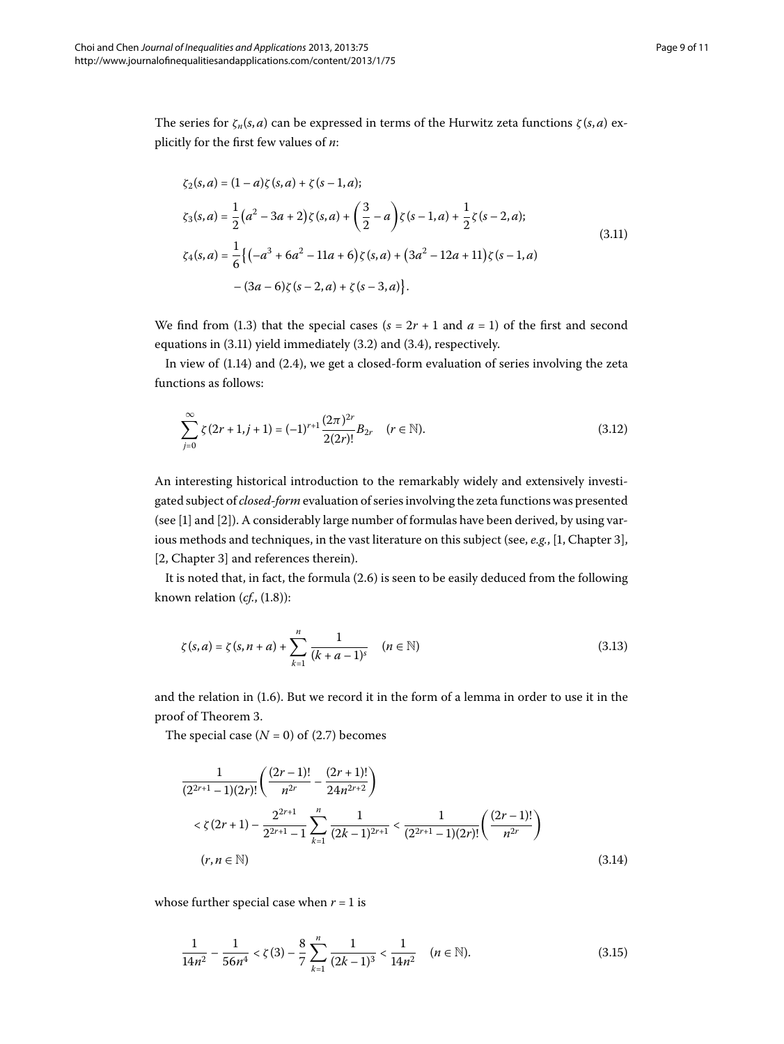The series for $\zeta_n(s,a)$ can be expressed in terms of the Hurwitz zeta functions $\zeta(s,a)$ explicitly for the first few values of $n$:

$$
\begin{aligned}
\zeta_2(s,a) &= (1-a)\zeta(s,a) + \zeta(s-1,a); \\
\zeta_3(s,a) &= \frac{1}{2}\left(a^2 - 3a + 2\right)\zeta(s,a) + \left(\frac{3}{2} - a\right)\zeta(s-1,a) + \frac{1}{2}\zeta(s-2,a); \\
\zeta_4(s,a) &= \frac{1}{6}\left\{\left(-a^3 + 6a^2 - 11a + 6\right)\zeta(s,a) + \left(3a^2 - 12a + 11\right)\zeta(s-1,a) \right. \\
&\quad \left. - (3a-6)\zeta(s-2,a) + \zeta(s-3,a)\right\}.
\end{aligned}
\tag{3.11}
$$

We find from (1.3) that the special cases ($s = 2r+1$ and $a = 1$) of the first and second equations in (3.11) yield immediately (3.2) and (3.4), respectively.

In view of (1.14) and (2.4), we get a closed-form evaluation of series involving the zeta functions as follows:

$$
\sum_{j=0}^{\infty} \zeta(2r+1, j+1) = (-1)^{r+1} \frac{(2\pi)^{2r}}{2(2r)!} B_{2r} \quad (r \in \mathbb{N}). \tag{3.12}
$$

An interesting historical introduction to the remarkably widely and extensively investigated subject of *closed-form* evaluation of series involving the zeta functions was presented (see [1] and [2]). A considerably large number of formulas have been derived, by using various methods and techniques, in the vast literature on this subject (see, *e.g.*, [1, Chapter 3], [2, Chapter 3] and references therein).

It is noted that, in fact, the formula (2.6) is seen to be easily deduced from the following known relation (*cf.*, (1.8)):

$$
\zeta(s,a) = \zeta(s, n+a) + \sum_{k=1}^{n} \frac{1}{(k+a-1)^s} \quad (n \in \mathbb{N}) \tag{3.13}
$$

and the relation in (1.6). But we record it in the form of a lemma in order to use it in the proof of Theorem 3.

The special case ($N = 0$) of (2.7) becomes

$$
\begin{aligned}
&\frac{1}{(2^{2r+1}-1)(2r)!}\left(\frac{(2r-1)!}{n^{2r}} - \frac{(2r+1)!}{24 n^{2r+2}}\right) \\
&\quad < \zeta(2r+1) - \frac{2^{2r+1}}{2^{2r+1}-1} \sum_{k=1}^{n} \frac{1}{(2k-1)^{2r+1}} < \frac{1}{(2^{2r+1}-1)(2r)!}\left(\frac{(2r-1)!}{n^{2r}}\right) \\
&\quad (r, n \in \mathbb{N})
\end{aligned}
\tag{3.14}
$$

whose further special case when $r = 1$ is

$$
\frac{1}{14n^2} - \frac{1}{56n^4} < \zeta(3) - \frac{8}{7} \sum_{k=1}^{n} \frac{1}{(2k-1)^3} < \frac{1}{14n^2} \quad (n \in \mathbb{N}). \tag{3.15}
$$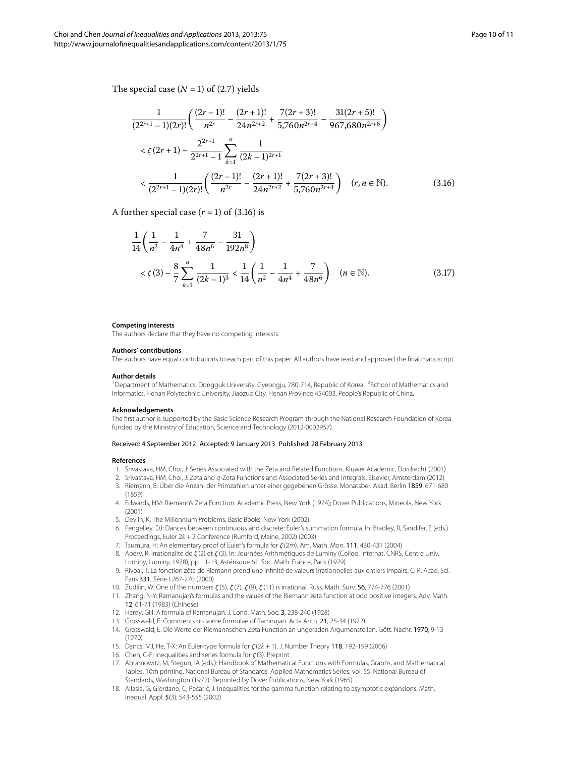The special case ($N = 1$) of (2.7) yields

$$\begin{aligned} &\frac{1}{(2^{2r+1}-1)(2r)!}\left(\frac{(2r-1)!}{n^{2r}}-\frac{(2r+1)!}{24n^{2r+2}}+\frac{7(2r+3)!}{5{,}760n^{2r+4}}-\frac{31(2r+5)!}{967{,}680n^{2r+6}}\right)\\ &\quad<\zeta(2r+1)-\frac{2^{2r+1}}{2^{2r+1}-1}\sum_{k=1}^{n}\frac{1}{(2k-1)^{2r+1}}\\ &\quad<\frac{1}{(2^{2r+1}-1)(2r)!}\left(\frac{(2r-1)!}{n^{2r}}-\frac{(2r+1)!}{24n^{2r+2}}+\frac{7(2r+3)!}{5{,}760n^{2r+4}}\right)\quad(r,n\in\mathbb{N}). \end{aligned} \tag{3.16}$$

A further special case ($r = 1$) of (3.16) is

$$\begin{aligned} &\frac{1}{14}\left(\frac{1}{n^2}-\frac{1}{4n^4}+\frac{7}{48n^6}-\frac{31}{192n^8}\right)\\ &\quad<\zeta(3)-\frac{8}{7}\sum_{k=1}^{n}\frac{1}{(2k-1)^3}<\frac{1}{14}\left(\frac{1}{n^2}-\frac{1}{4n^4}+\frac{7}{48n^6}\right)\quad(n\in\mathbb{N}). \end{aligned} \tag{3.17}$$

#### Competing interests
The authors declare that they have no competing interests.

#### Authors' contributions
The authors have equal contributions to each part of this paper. All authors have read and approved the final manuscript.

#### Author details
[1]Department of Mathematics, Dongguk University, Gyeongju, 780-714, Republic of Korea. [2]School of Mathematics and Informatics, Henan Polytechnic University, Jiaozuo City, Henan Province 454003, People's Republic of China.

#### Acknowledgements
The first author is supported by the Basic Science Research Program through the National Research Foundation of Korea funded by the Ministry of Education, Science and Technology (2012-0002957).

Received: 4 September 2012 Accepted: 9 January 2013 Published: 28 February 2013

#### References
1. Srivastava, HM, Choi, J: Series Associated with the Zeta and Related Functions. Kluwer Academic, Dordrecht (2001)
2. Srivastava, HM, Choi, J: Zeta and $q$-Zeta Functions and Associated Series and Integrals. Elsevier, Amsterdam (2012)
3. Riemann, B: Über die Anzahl der Primzahlen unter einer gegebenen Grösse. Monatsber. Akad. Berlin **1859**, 671-680 (1859)
4. Edwards, HM: Riemann's Zeta Function. Academic Press, New York (1974); Dover Publications, Mineola, New York (2001)
5. Devlin, K: The Millennium Problems. Basic Books, New York (2002)
6. Pengelley, DJ: Dances between continuous and discrete: Euler's summation formula. In: Bradley, R, Sandifer, E (eds.) Proceedings, Euler $2k + 2$ Conference (Rumford, Maine, 2002) (2003)
7. Tsumura, H: An elementary proof of Euler's formula for $\zeta(2m)$. Am. Math. Mon. **111**, 430-431 (2004)
8. Apéry, R: Irrationalité de $\zeta(2)$ et $\zeta(3)$. In: Journées Arithmétiques de Luminy (Colloq. Internat. CNRS, Centre Univ. Luminy, Luminy, 1978), pp. 11-13, Astérisque 61. Soc. Math. France, Paris (1979)
9. Rivoal, T: La fonction zêta de Riemann prend une infinité de valeurs irrationnelles aux entiers impairs. C. R. Acad. Sci. Paris **331**, Série I 267-270 (2000)
10. Zudilin, W: One of the numbers $\zeta(5)$, $\zeta(7)$, $\zeta(9)$, $\zeta(11)$ is irrational. Russ. Math. Surv. **56**, 774-776 (2001)
11. Zhang, N-Y: Ramanujan's formulas and the values of the Riemann zeta function at odd positive integers. Adv. Math. **12**, 61-71 (1983) (Chinese)
12. Hardy, GH: A formula of Ramanujan. J. Lond. Math. Soc. **3**, 238-240 (1928)
13. Grosswald, E: Comments on some formulae of Ramnujan. Acta Arith. **21**, 25-34 (1972)
14. Grosswald, E: Die Werte der Riemannschen Zeta Function an ungeraden Argumenstellen. Gött. Nachr. **1970**, 9-13 (1970)
15. Dancs, MJ, He, T-X: An Euler-type formula for $\zeta(2k + 1)$. J. Number Theory **118**, 192-199 (2006)
16. Chen, C-P: Inequalities and series formula for $\zeta(3)$. Preprint
17. Abramowitz, M, Stegun, IA (eds.): Handbook of Mathematical Functions with Formulas, Graphs, and Mathematical Tables, 10th printing, National Bureau of Standards, Applied Mathematics Series, vol. 55. National Bureau of Standards, Washington (1972); Reprinted by Dover Publications, New York (1965)
18. Allasia, G, Giordano, C, Pečarić, J: Inequalities for the gamma function relating to asymptotic expansions. Math. Inequal. Appl. **5**(3), 543-555 (2002)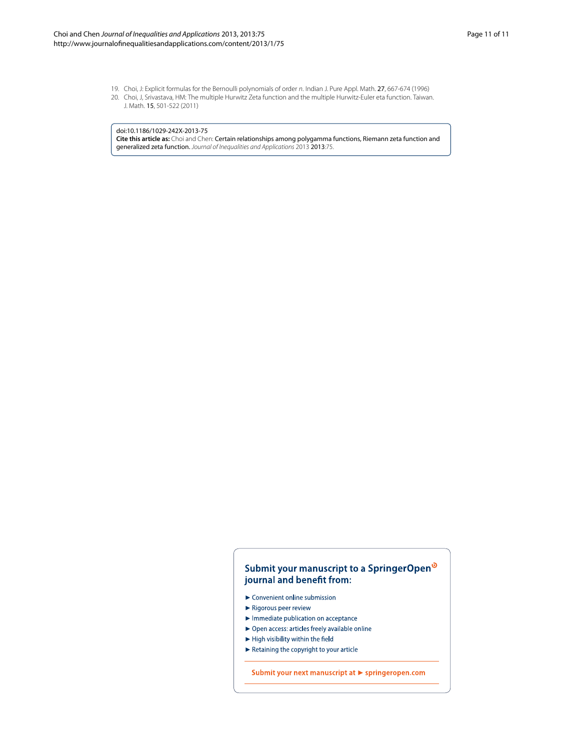19. Choi, J: Explicit formulas for the Bernoulli polynomials of order $n$. Indian J. Pure Appl. Math. **27**, 667-674 (1996)
20. Choi, J, Srivastava, HM: The multiple Hurwitz Zeta function and the multiple Hurwitz-Euler eta function. Taiwan. J. Math. **15**, 501-522 (2011)

doi:10.1186/1029-242X-2013-75
**Cite this article as:** Choi and Chen: Certain relationships among polygamma functions, Riemann zeta function and generalized zeta function. *Journal of Inequalities and Applications* 2013 **2013**:75.

**Submit your manuscript to a SpringerOpen journal and benefit from:**

- ► Convenient online submission
- ► Rigorous peer review
- ► Immediate publication on acceptance
- ► Open access: articles freely available online
- ► High visibility within the field
- ► Retaining the copyright to your article

**Submit your next manuscript at ► springeropen.com**